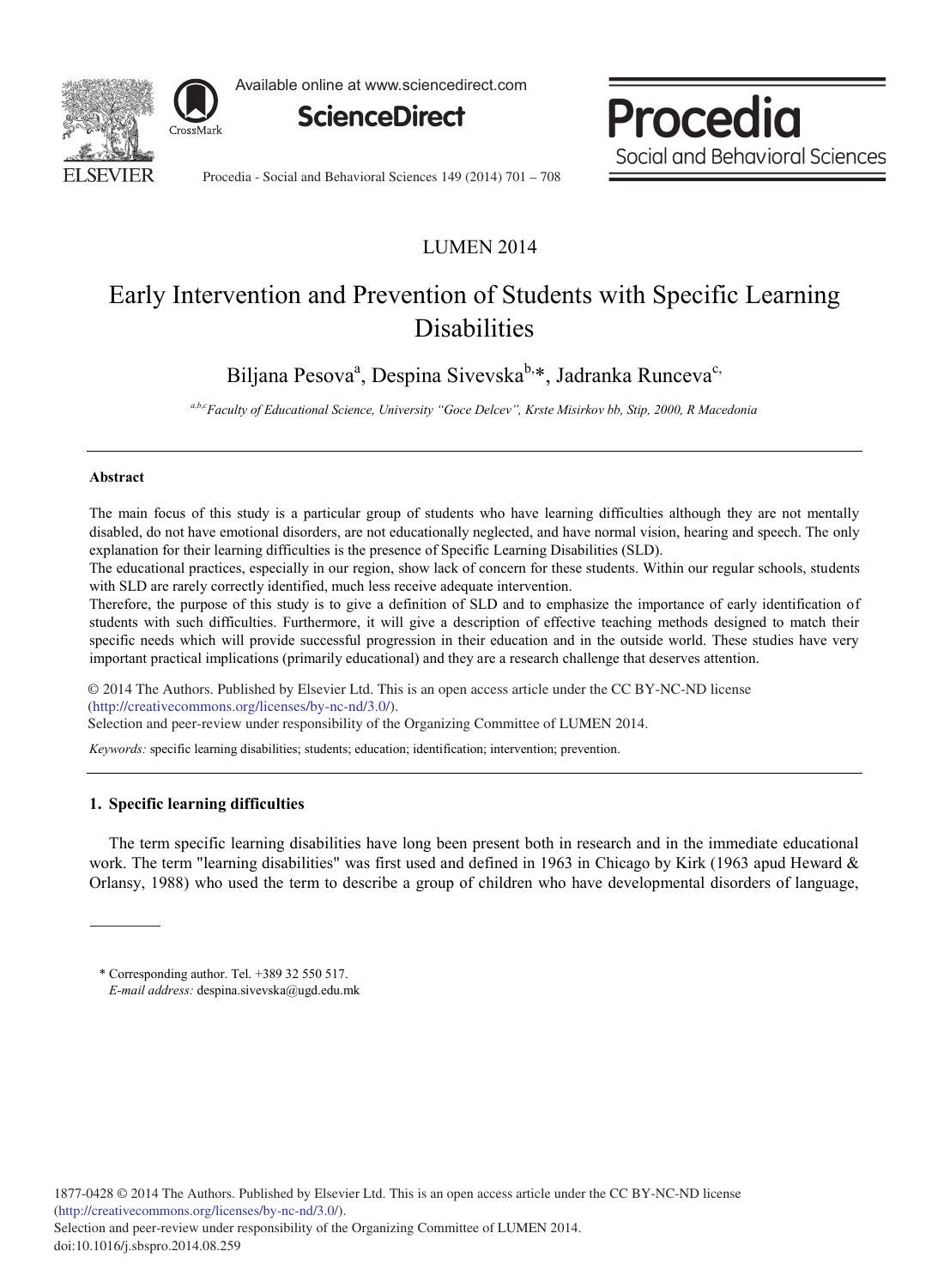LUMEN 2014

# Early Intervention and Prevention of Students with Specific Learning Disabilities

Biljana Pesova[a], Despina Sivevska[b,*], Jadranka Runceva[c,]

[a,b,c]*Faculty of Educational Science, University "Goce Delcev", Krste Misirkov bb, Stip, 2000, R Macedonia*

## Abstract

The main focus of this study is a particular group of students who have learning difficulties although they are not mentally disabled, do not have emotional disorders, are not educationally neglected, and have normal vision, hearing and speech. The only explanation for their learning difficulties is the presence of Specific Learning Disabilities (SLD).

The educational practices, especially in our region, show lack of concern for these students. Within our regular schools, students with SLD are rarely correctly identified, much less receive adequate intervention.

Therefore, the purpose of this study is to give a definition of SLD and to emphasize the importance of early identification of students with such difficulties. Furthermore, it will give a description of effective teaching methods designed to match their specific needs which will provide successful progression in their education and in the outside world. These studies have very important practical implications (primarily educational) and they are a research challenge that deserves attention.

© 2014 The Authors. Published by Elsevier Ltd. This is an open access article under the CC BY-NC-ND license (http://creativecommons.org/licenses/by-nc-nd/3.0/).
Selection and peer-review under responsibility of the Organizing Committee of LUMEN 2014.

*Keywords:* specific learning disabilities; students; education; identification; intervention; prevention.

## 1. Specific learning difficulties

The term specific learning disabilities have long been present both in research and in the immediate educational work. The term "learning disabilities" was first used and defined in 1963 in Chicago by Kirk (1963 apud Heward & Orlansy, 1988) who used the term to describe a group of children who have developmental disorders of language,

\* Corresponding author. Tel. +389 32 550 517.
*E-mail address:* despina.sivevska@ugd.edu.mk

1877-0428 © 2014 The Authors. Published by Elsevier Ltd. This is an open access article under the CC BY-NC-ND license (http://creativecommons.org/licenses/by-nc-nd/3.0/).
Selection and peer-review under responsibility of the Organizing Committee of LUMEN 2014.
doi:10.1016/j.sbspro.2014.08.259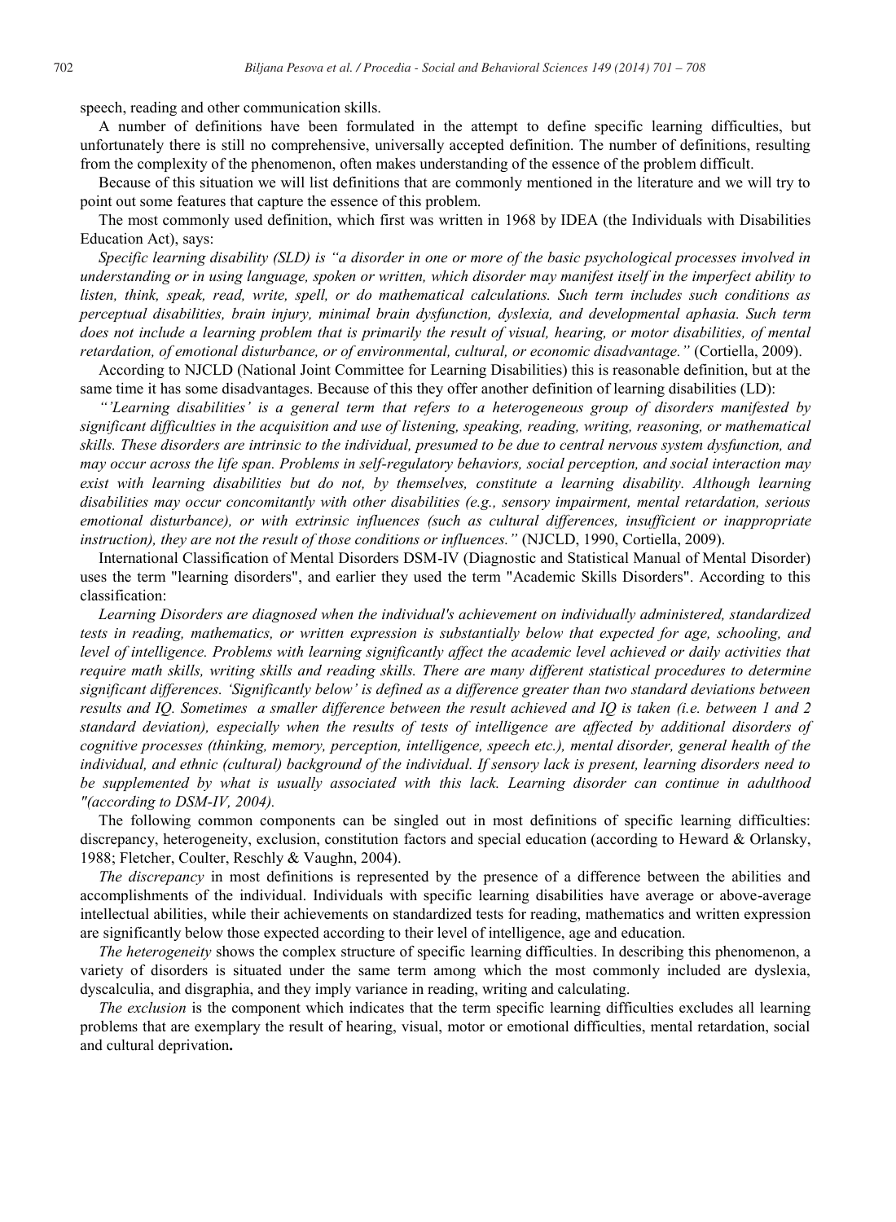speech, reading and other communication skills.

A number of definitions have been formulated in the attempt to define specific learning difficulties, but unfortunately there is still no comprehensive, universally accepted definition. The number of definitions, resulting from the complexity of the phenomenon, often makes understanding of the essence of the problem difficult.

Because of this situation we will list definitions that are commonly mentioned in the literature and we will try to point out some features that capture the essence of this problem.

The most commonly used definition, which first was written in 1968 by IDEA (the Individuals with Disabilities Education Act), says:

*Specific learning disability (SLD) is "a disorder in one or more of the basic psychological processes involved in understanding or in using language, spoken or written, which disorder may manifest itself in the imperfect ability to listen, think, speak, read, write, spell, or do mathematical calculations. Such term includes such conditions as perceptual disabilities, brain injury, minimal brain dysfunction, dyslexia, and developmental aphasia. Such term does not include a learning problem that is primarily the result of visual, hearing, or motor disabilities, of mental retardation, of emotional disturbance, or of environmental, cultural, or economic disadvantage."* (Cortiella, 2009).

According to NJCLD (National Joint Committee for Learning Disabilities) this is reasonable definition, but at the same time it has some disadvantages. Because of this they offer another definition of learning disabilities (LD):

*"'Learning disabilities' is a general term that refers to a heterogeneous group of disorders manifested by significant difficulties in the acquisition and use of listening, speaking, reading, writing, reasoning, or mathematical skills. These disorders are intrinsic to the individual, presumed to be due to central nervous system dysfunction, and may occur across the life span. Problems in self-regulatory behaviors, social perception, and social interaction may exist with learning disabilities but do not, by themselves, constitute a learning disability. Although learning disabilities may occur concomitantly with other disabilities (e.g., sensory impairment, mental retardation, serious emotional disturbance), or with extrinsic influences (such as cultural differences, insufficient or inappropriate instruction), they are not the result of those conditions or influences."* (NJCLD, 1990, Cortiella, 2009).

International Classification of Mental Disorders DSM-IV (Diagnostic and Statistical Manual of Mental Disorder) uses the term "learning disorders", and earlier they used the term "Academic Skills Disorders". According to this classification:

*Learning Disorders are diagnosed when the individual's achievement on individually administered, standardized tests in reading, mathematics, or written expression is substantially below that expected for age, schooling, and level of intelligence. Problems with learning significantly affect the academic level achieved or daily activities that require math skills, writing skills and reading skills. There are many different statistical procedures to determine significant differences. 'Significantly below' is defined as a difference greater than two standard deviations between results and IQ. Sometimes a smaller difference between the result achieved and IQ is taken (i.e. between 1 and 2 standard deviation), especially when the results of tests of intelligence are affected by additional disorders of cognitive processes (thinking, memory, perception, intelligence, speech etc.), mental disorder, general health of the individual, and ethnic (cultural) background of the individual. If sensory lack is present, learning disorders need to be supplemented by what is usually associated with this lack. Learning disorder can continue in adulthood "(according to DSM-IV, 2004).*

The following common components can be singled out in most definitions of specific learning difficulties: discrepancy, heterogeneity, exclusion, constitution factors and special education (according to Heward & Orlansky, 1988; Fletcher, Coulter, Reschly & Vaughn, 2004).

*The discrepancy* in most definitions is represented by the presence of a difference between the abilities and accomplishments of the individual. Individuals with specific learning disabilities have average or above-average intellectual abilities, while their achievements on standardized tests for reading, mathematics and written expression are significantly below those expected according to their level of intelligence, age and education.

*The heterogeneity* shows the complex structure of specific learning difficulties. In describing this phenomenon, a variety of disorders is situated under the same term among which the most commonly included are dyslexia, dyscalculia, and disgraphia, and they imply variance in reading, writing and calculating.

*The exclusion* is the component which indicates that the term specific learning difficulties excludes all learning problems that are exemplary the result of hearing, visual, motor or emotional difficulties, mental retardation, social and cultural deprivation**.**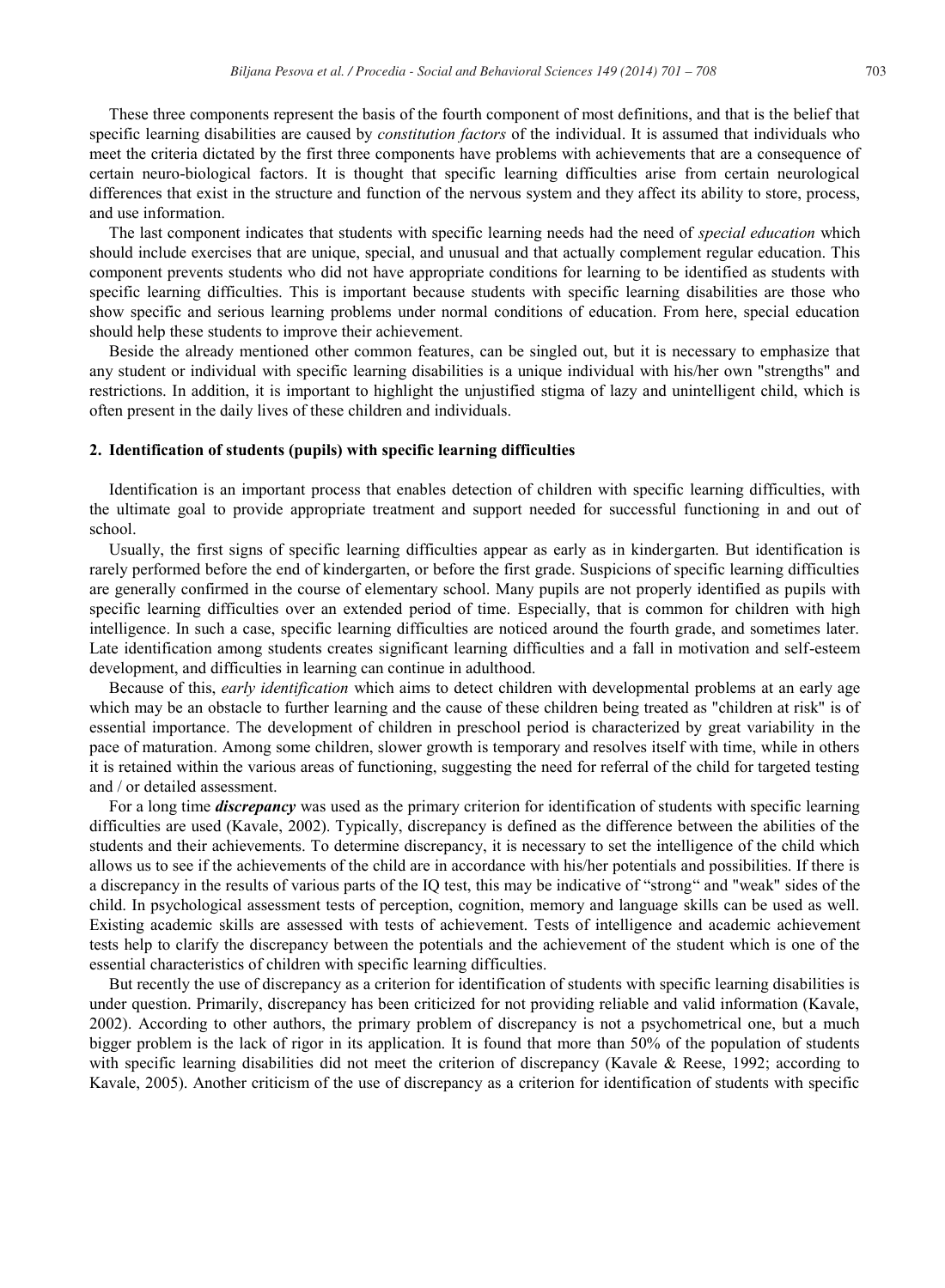These three components represent the basis of the fourth component of most definitions, and that is the belief that specific learning disabilities are caused by *constitution factors* of the individual. It is assumed that individuals who meet the criteria dictated by the first three components have problems with achievements that are a consequence of certain neuro-biological factors. It is thought that specific learning difficulties arise from certain neurological differences that exist in the structure and function of the nervous system and they affect its ability to store, process, and use information.

The last component indicates that students with specific learning needs had the need of *special education* which should include exercises that are unique, special, and unusual and that actually complement regular education. This component prevents students who did not have appropriate conditions for learning to be identified as students with specific learning difficulties. This is important because students with specific learning disabilities are those who show specific and serious learning problems under normal conditions of education. From here, special education should help these students to improve their achievement.

Beside the already mentioned other common features, can be singled out, but it is necessary to emphasize that any student or individual with specific learning disabilities is a unique individual with his/her own "strengths" and restrictions. In addition, it is important to highlight the unjustified stigma of lazy and unintelligent child, which is often present in the daily lives of these children and individuals.

## 2. Identification of students (pupils) with specific learning difficulties

Identification is an important process that enables detection of children with specific learning difficulties, with the ultimate goal to provide appropriate treatment and support needed for successful functioning in and out of school.

Usually, the first signs of specific learning difficulties appear as early as in kindergarten. But identification is rarely performed before the end of kindergarten, or before the first grade. Suspicions of specific learning difficulties are generally confirmed in the course of elementary school. Many pupils are not properly identified as pupils with specific learning difficulties over an extended period of time. Especially, that is common for children with high intelligence. In such a case, specific learning difficulties are noticed around the fourth grade, and sometimes later. Late identification among students creates significant learning difficulties and a fall in motivation and self-esteem development, and difficulties in learning can continue in adulthood.

Because of this, *early identification* which aims to detect children with developmental problems at an early age which may be an obstacle to further learning and the cause of these children being treated as "children at risk" is of essential importance. The development of children in preschool period is characterized by great variability in the pace of maturation. Among some children, slower growth is temporary and resolves itself with time, while in others it is retained within the various areas of functioning, suggesting the need for referral of the child for targeted testing and / or detailed assessment.

For a long time ***discrepancy*** was used as the primary criterion for identification of students with specific learning difficulties are used (Kavale, 2002). Typically, discrepancy is defined as the difference between the abilities of the students and their achievements. To determine discrepancy, it is necessary to set the intelligence of the child which allows us to see if the achievements of the child are in accordance with his/her potentials and possibilities. If there is a discrepancy in the results of various parts of the IQ test, this may be indicative of “strong“ and "weak" sides of the child. In psychological assessment tests of perception, cognition, memory and language skills can be used as well. Existing academic skills are assessed with tests of achievement. Tests of intelligence and academic achievement tests help to clarify the discrepancy between the potentials and the achievement of the student which is one of the essential characteristics of children with specific learning difficulties.

But recently the use of discrepancy as a criterion for identification of students with specific learning disabilities is under question. Primarily, discrepancy has been criticized for not providing reliable and valid information (Kavale, 2002). According to other authors, the primary problem of discrepancy is not a psychometrical one, but a much bigger problem is the lack of rigor in its application. It is found that more than 50% of the population of students with specific learning disabilities did not meet the criterion of discrepancy (Kavale & Reese, 1992; according to Kavale, 2005). Another criticism of the use of discrepancy as a criterion for identification of students with specific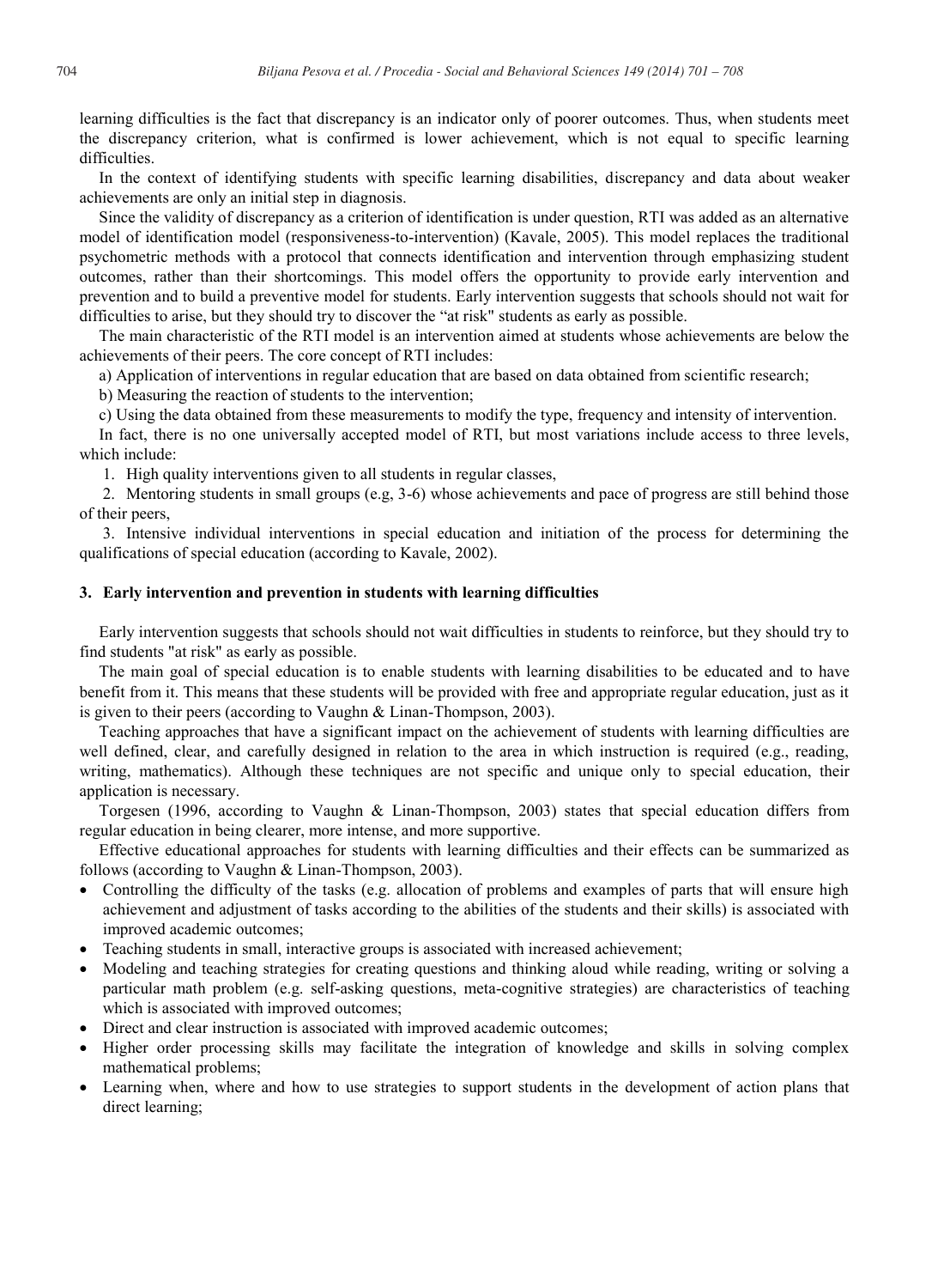learning difficulties is the fact that discrepancy is an indicator only of poorer outcomes. Thus, when students meet the discrepancy criterion, what is confirmed is lower achievement, which is not equal to specific learning difficulties.

In the context of identifying students with specific learning disabilities, discrepancy and data about weaker achievements are only an initial step in diagnosis.

Since the validity of discrepancy as a criterion of identification is under question, RTI was added as an alternative model of identification model (responsiveness-to-intervention) (Kavale, 2005). This model replaces the traditional psychometric methods with a protocol that connects identification and intervention through emphasizing student outcomes, rather than their shortcomings. This model offers the opportunity to provide early intervention and prevention and to build a preventive model for students. Early intervention suggests that schools should not wait for difficulties to arise, but they should try to discover the "at risk" students as early as possible.

The main characteristic of the RTI model is an intervention aimed at students whose achievements are below the achievements of their peers. The core concept of RTI includes:

a) Application of interventions in regular education that are based on data obtained from scientific research;

b) Measuring the reaction of students to the intervention;

c) Using the data obtained from these measurements to modify the type, frequency and intensity of intervention.

In fact, there is no one universally accepted model of RTI, but most variations include access to three levels, which include:

1. High quality interventions given to all students in regular classes,
2. Mentoring students in small groups (e.g, 3-6) whose achievements and pace of progress are still behind those of their peers,
3. Intensive individual interventions in special education and initiation of the process for determining the qualifications of special education (according to Kavale, 2002).

## 3. Early intervention and prevention in students with learning difficulties

Early intervention suggests that schools should not wait difficulties in students to reinforce, but they should try to find students "at risk" as early as possible.

The main goal of special education is to enable students with learning disabilities to be educated and to have benefit from it. This means that these students will be provided with free and appropriate regular education, just as it is given to their peers (according to Vaughn & Linan-Thompson, 2003).

Teaching approaches that have a significant impact on the achievement of students with learning difficulties are well defined, clear, and carefully designed in relation to the area in which instruction is required (e.g., reading, writing, mathematics). Although these techniques are not specific and unique only to special education, their application is necessary.

Torgesen (1996, according to Vaughn & Linan-Thompson, 2003) states that special education differs from regular education in being clearer, more intense, and more supportive.

Effective educational approaches for students with learning difficulties and their effects can be summarized as follows (according to Vaughn & Linan-Thompson, 2003).

- Controlling the difficulty of the tasks (e.g. allocation of problems and examples of parts that will ensure high achievement and adjustment of tasks according to the abilities of the students and their skills) is associated with improved academic outcomes;
- Teaching students in small, interactive groups is associated with increased achievement;
- Modeling and teaching strategies for creating questions and thinking aloud while reading, writing or solving a particular math problem (e.g. self-asking questions, meta-cognitive strategies) are characteristics of teaching which is associated with improved outcomes;
- Direct and clear instruction is associated with improved academic outcomes;
- Higher order processing skills may facilitate the integration of knowledge and skills in solving complex mathematical problems;
- Learning when, where and how to use strategies to support students in the development of action plans that direct learning;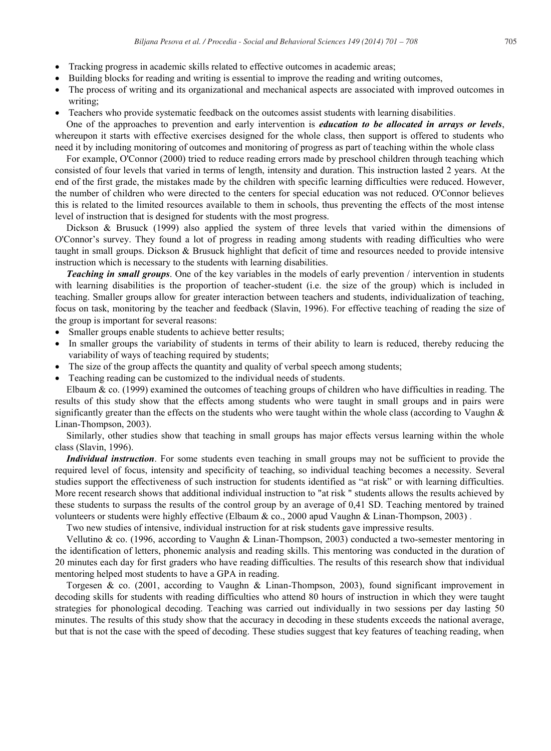- Tracking progress in academic skills related to effective outcomes in academic areas;
- Building blocks for reading and writing is essential to improve the reading and writing outcomes,
- The process of writing and its organizational and mechanical aspects are associated with improved outcomes in writing;
- Teachers who provide systematic feedback on the outcomes assist students with learning disabilities.

One of the approaches to prevention and early intervention is ***education to be allocated in arrays or levels***, whereupon it starts with effective exercises designed for the whole class, then support is offered to students who need it by including monitoring of outcomes and monitoring of progress as part of teaching within the whole class

For example, O'Connor (2000) tried to reduce reading errors made by preschool children through teaching which consisted of four levels that varied in terms of length, intensity and duration. This instruction lasted 2 years. At the end of the first grade, the mistakes made by the children with specific learning difficulties were reduced. However, the number of children who were directed to the centers for special education was not reduced. O'Connor believes this is related to the limited resources available to them in schools, thus preventing the effects of the most intense level of instruction that is designed for students with the most progress.

Dickson & Brusuck (1999) also applied the system of three levels that varied within the dimensions of O'Connor's survey. They found a lot of progress in reading among students with reading difficulties who were taught in small groups. Dickson & Brusuck highlight that deficit of time and resources needed to provide intensive instruction which is necessary to the students with learning disabilities.

***Teaching in small groups***. One of the key variables in the models of early prevention / intervention in students with learning disabilities is the proportion of teacher-student (i.e. the size of the group) which is included in teaching. Smaller groups allow for greater interaction between teachers and students, individualization of teaching, focus on task, monitoring by the teacher and feedback (Slavin, 1996). For effective teaching of reading the size of the group is important for several reasons:

- Smaller groups enable students to achieve better results;
- In smaller groups the variability of students in terms of their ability to learn is reduced, thereby reducing the variability of ways of teaching required by students;
- The size of the group affects the quantity and quality of verbal speech among students;
- Teaching reading can be customized to the individual needs of students.

Elbaum & co. (1999) examined the outcomes of teaching groups of children who have difficulties in reading. The results of this study show that the effects among students who were taught in small groups and in pairs were significantly greater than the effects on the students who were taught within the whole class (according to Vaughn & Linan-Thompson, 2003).

Similarly, other studies show that teaching in small groups has major effects versus learning within the whole class (Slavin, 1996).

***Individual instruction***. For some students even teaching in small groups may not be sufficient to provide the required level of focus, intensity and specificity of teaching, so individual teaching becomes a necessity. Several studies support the effectiveness of such instruction for students identified as "at risk" or with learning difficulties. More recent research shows that additional individual instruction to "at risk " students allows the results achieved by these students to surpass the results of the control group by an average of 0,41 SD. Teaching mentored by trained volunteers or students were highly effective (Elbaum & co., 2000 apud Vaughn & Linan-Thompson, 2003) .

Two new studies of intensive, individual instruction for at risk students gave impressive results.

Vellutino & co. (1996, according to Vaughn & Linan-Thompson, 2003) conducted a two-semester mentoring in the identification of letters, phonemic analysis and reading skills. This mentoring was conducted in the duration of 20 minutes each day for first graders who have reading difficulties. The results of this research show that individual mentoring helped most students to have a GPA in reading.

Torgesen & co. (2001, according to Vaughn & Linan-Thompson, 2003), found significant improvement in decoding skills for students with reading difficulties who attend 80 hours of instruction in which they were taught strategies for phonological decoding. Teaching was carried out individually in two sessions per day lasting 50 minutes. The results of this study show that the accuracy in decoding in these students exceeds the national average, but that is not the case with the speed of decoding. These studies suggest that key features of teaching reading, when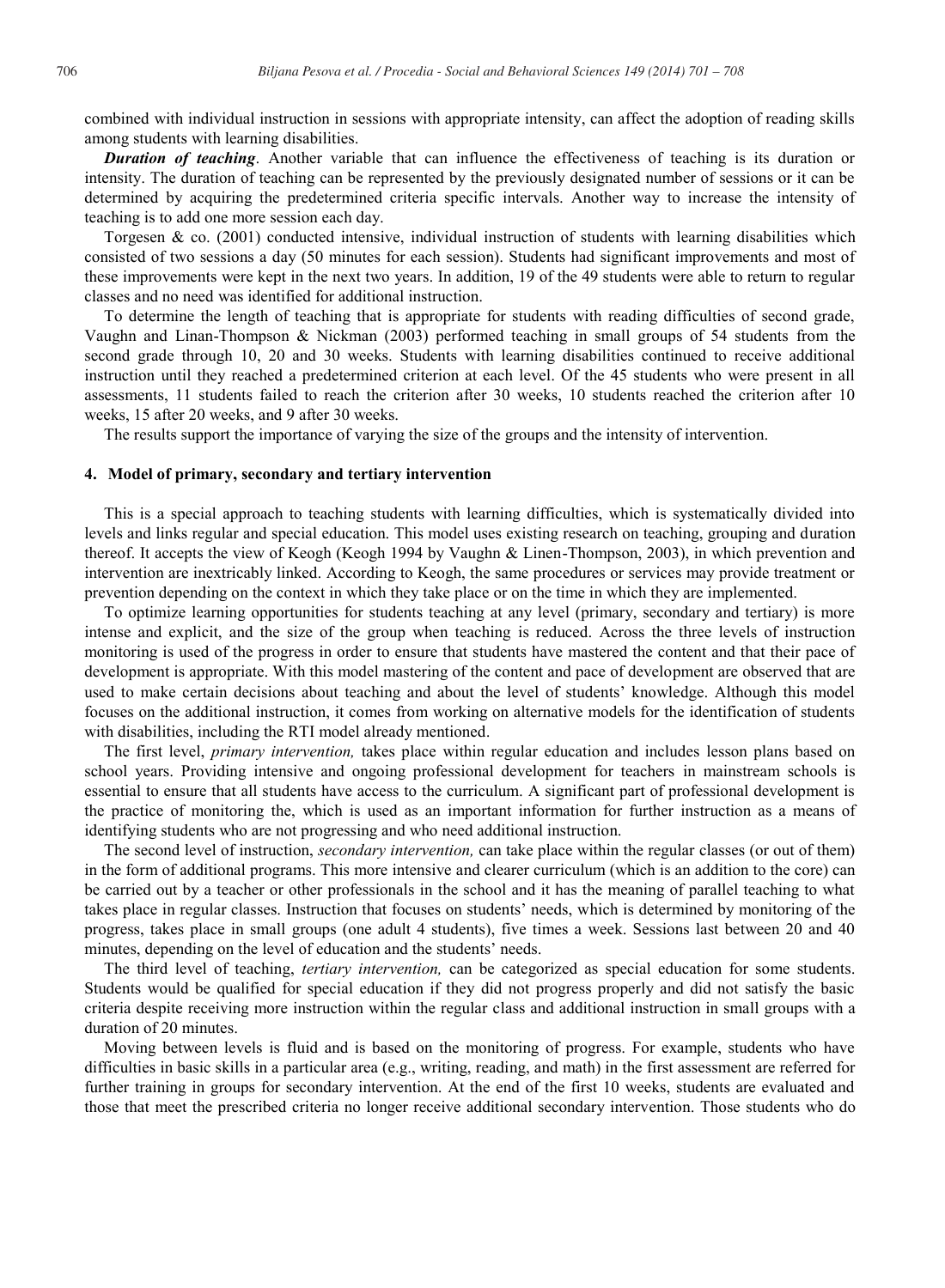combined with individual instruction in sessions with appropriate intensity, can affect the adoption of reading skills among students with learning disabilities.

***Duration of teaching***. Another variable that can influence the effectiveness of teaching is its duration or intensity. The duration of teaching can be represented by the previously designated number of sessions or it can be determined by acquiring the predetermined criteria specific intervals. Another way to increase the intensity of teaching is to add one more session each day.

Torgesen & co. (2001) conducted intensive, individual instruction of students with learning disabilities which consisted of two sessions a day (50 minutes for each session). Students had significant improvements and most of these improvements were kept in the next two years. In addition, 19 of the 49 students were able to return to regular classes and no need was identified for additional instruction.

To determine the length of teaching that is appropriate for students with reading difficulties of second grade, Vaughn and Linan-Thompson & Nickman (2003) performed teaching in small groups of 54 students from the second grade through 10, 20 and 30 weeks. Students with learning disabilities continued to receive additional instruction until they reached a predetermined criterion at each level. Of the 45 students who were present in all assessments, 11 students failed to reach the criterion after 30 weeks, 10 students reached the criterion after 10 weeks, 15 after 20 weeks, and 9 after 30 weeks.

The results support the importance of varying the size of the groups and the intensity of intervention.

## 4. Model of primary, secondary and tertiary intervention

This is a special approach to teaching students with learning difficulties, which is systematically divided into levels and links regular and special education. This model uses existing research on teaching, grouping and duration thereof. It accepts the view of Keogh (Keogh 1994 by Vaughn & Linen-Thompson, 2003), in which prevention and intervention are inextricably linked. According to Keogh, the same procedures or services may provide treatment or prevention depending on the context in which they take place or on the time in which they are implemented.

To optimize learning opportunities for students teaching at any level (primary, secondary and tertiary) is more intense and explicit, and the size of the group when teaching is reduced. Across the three levels of instruction monitoring is used of the progress in order to ensure that students have mastered the content and that their pace of development is appropriate. With this model mastering of the content and pace of development are observed that are used to make certain decisions about teaching and about the level of students' knowledge. Although this model focuses on the additional instruction, it comes from working on alternative models for the identification of students with disabilities, including the RTI model already mentioned.

The first level, *primary intervention,* takes place within regular education and includes lesson plans based on school years. Providing intensive and ongoing professional development for teachers in mainstream schools is essential to ensure that all students have access to the curriculum. A significant part of professional development is the practice of monitoring the, which is used as an important information for further instruction as a means of identifying students who are not progressing and who need additional instruction.

The second level of instruction, *secondary intervention,* can take place within the regular classes (or out of them) in the form of additional programs. This more intensive and clearer curriculum (which is an addition to the core) can be carried out by a teacher or other professionals in the school and it has the meaning of parallel teaching to what takes place in regular classes. Instruction that focuses on students' needs, which is determined by monitoring of the progress, takes place in small groups (one adult 4 students), five times a week. Sessions last between 20 and 40 minutes, depending on the level of education and the students' needs.

The third level of teaching, *tertiary intervention,* can be categorized as special education for some students. Students would be qualified for special education if they did not progress properly and did not satisfy the basic criteria despite receiving more instruction within the regular class and additional instruction in small groups with a duration of 20 minutes.

Moving between levels is fluid and is based on the monitoring of progress. For example, students who have difficulties in basic skills in a particular area (e.g., writing, reading, and math) in the first assessment are referred for further training in groups for secondary intervention. At the end of the first 10 weeks, students are evaluated and those that meet the prescribed criteria no longer receive additional secondary intervention. Those students who do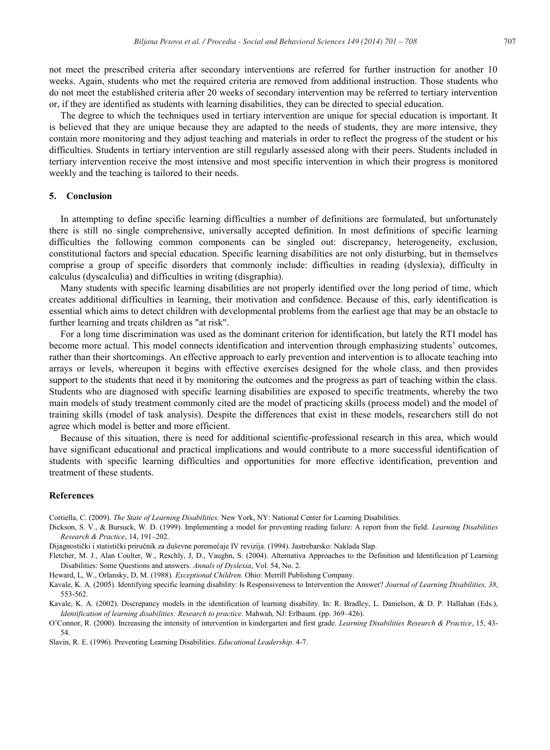not meet the prescribed criteria after secondary interventions are referred for further instruction for another 10 weeks. Again, students who met the required criteria are removed from additional instruction. Those students who do not meet the established criteria after 20 weeks of secondary intervention may be referred to tertiary intervention or, if they are identified as students with learning disabilities, they can be directed to special education.

The degree to which the techniques used in tertiary intervention are unique for special education is important. It is believed that they are unique because they are adapted to the needs of students, they are more intensive, they contain more monitoring and they adjust teaching and materials in order to reflect the progress of the student or his difficulties. Students in tertiary intervention are still regularly assessed along with their peers. Students included in tertiary intervention receive the most intensive and most specific intervention in which their progress is monitored weekly and the teaching is tailored to their needs.

## 5. Conclusion

In attempting to define specific learning difficulties a number of definitions are formulated, but unfortunately there is still no single comprehensive, universally accepted definition. In most definitions of specific learning difficulties the following common components can be singled out: discrepancy, heterogeneity, exclusion, constitutional factors and special education. Specific learning disabilities are not only disturbing, but in themselves comprise a group of specific disorders that commonly include: difficulties in reading (dyslexia), difficulty in calculus (dyscalculia) and difficulties in writing (disgraphia).

Many students with specific learning disabilities are not properly identified over the long period of time, which creates additional difficulties in learning, their motivation and confidence. Because of this, early identification is essential which aims to detect children with developmental problems from the earliest age that may be an obstacle to further learning and treats children as "at risk".

For a long time discrimination was used as the dominant criterion for identification, but lately the RTI model has become more actual. This model connects identification and intervention through emphasizing students' outcomes, rather than their shortcomings. An effective approach to early prevention and intervention is to allocate teaching into arrays or levels, whereupon it begins with effective exercises designed for the whole class, and then provides support to the students that need it by monitoring the outcomes and the progress as part of teaching within the class. Students who are diagnosed with specific learning disabilities are exposed to specific treatments, whereby the two main models of study treatment commonly cited are the model of practicing skills (process model) and the model of training skills (model of task analysis). Despite the differences that exist in these models, researchers still do not agree which model is better and more efficient.

Because of this situation, there is need for additional scientific-professional research in this area, which would have significant educational and practical implications and would contribute to a more successful identification of students with specific learning difficulties and opportunities for more effective identification, prevention and treatment of these students.

## References

Cortiella, C. (2009). *The State of Learning Disabilities.* New York, NY: National Center for Learning Disabilities.

Dickson, S. V., & Bursuck, W. D. (1999). Implementing a model for preventing reading failure: A report from the field. *Learning Disabilities Research & Practice*, 14, 191–202.

Dijagnostički i statistički priručnik za duševne poremećaje IV revizija. (1994). Jastrebarsko: Naklada Slap.

Fletcher, M. J., Alan Coulter, W., Reschly, J, D., Vaughn, S. (2004). Alternativa Approaches to the Definition and Identification pf Learning Disabilities: Some Questions and answers. *Annals of Dyslexia*, Vol. 54, No. 2.

Heward, L, W., Orlansky, D, M. (1988). *Exceptional Children.* Ohio: Merrill Publishing Company.

Kavale, K. A. (2005). Identifying specific learning disability: Is Responsiveness to Intervention the Answer? *Journal of Learning Disabilities, 38*, 553-562.

Kavale, K. A. (2002). Discrepancy models in the identification of learning disability. In: R. Bradley, L. Danielson, & D. P. Hallahan (Eds.), *Identification of learning disabilities: Research to practice*. Mahwah, NJ: Erlbaum. (pp. 369–426).

O'Connor, R. (2000). Increasing the intensity of intervention in kindergarten and first grade. *Learning Disabilities Research & Practice*, 15, 43-54.

Slavin, R. E. (1996). Preventing Learning Disabilities. *Educational Leadership*. 4-7.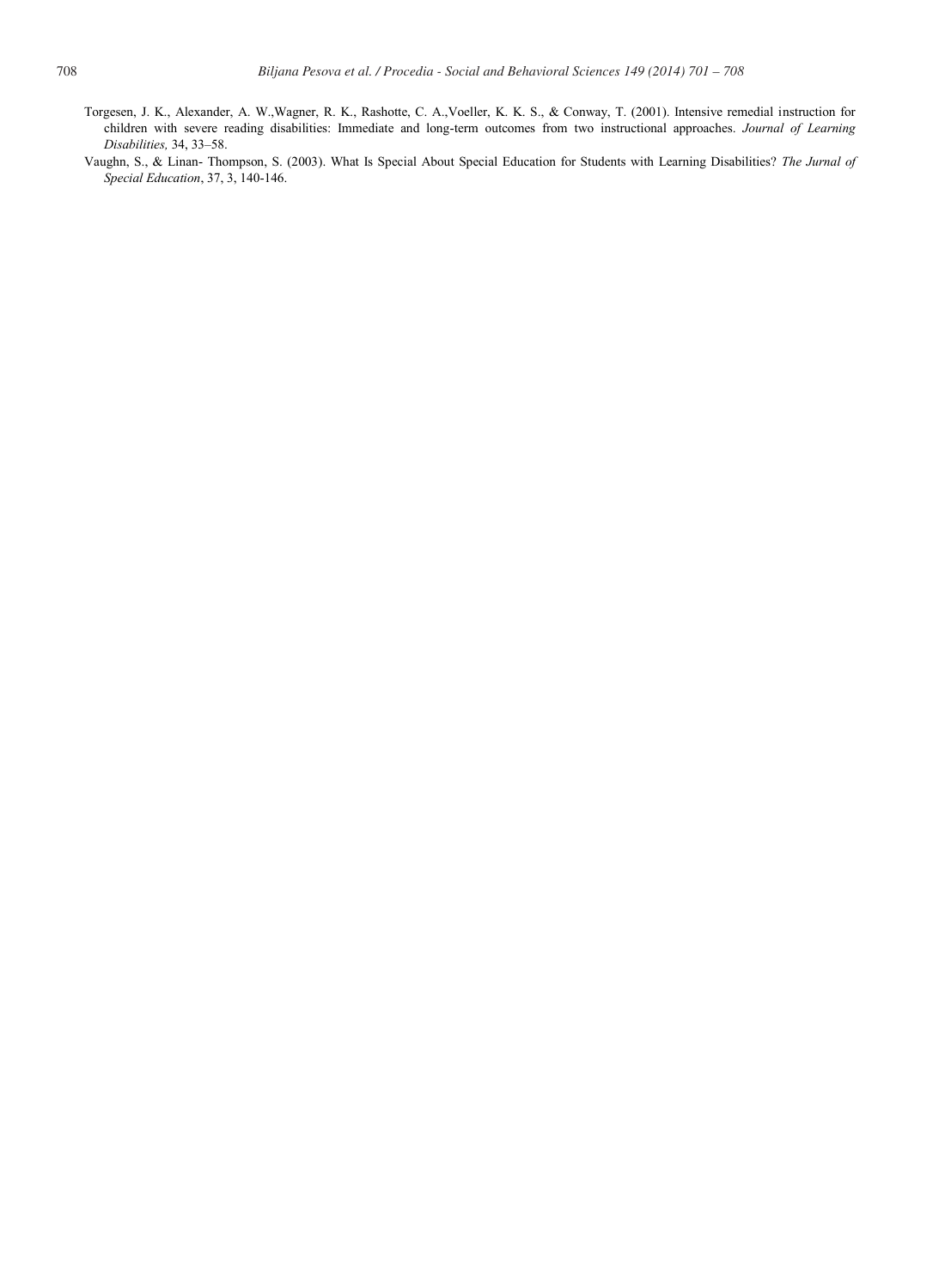Torgesen, J. K., Alexander, A. W.,Wagner, R. K., Rashotte, C. A.,Voeller, K. K. S., & Conway, T. (2001). Intensive remedial instruction for children with severe reading disabilities: Immediate and long-term outcomes from two instructional approaches. *Journal of Learning Disabilities,* 34, 33–58.

Vaughn, S., & Linan- Thompson, S. (2003). What Is Special About Special Education for Students with Learning Disabilities? *The Jurnal of Special Education*, 37, 3, 140-146.